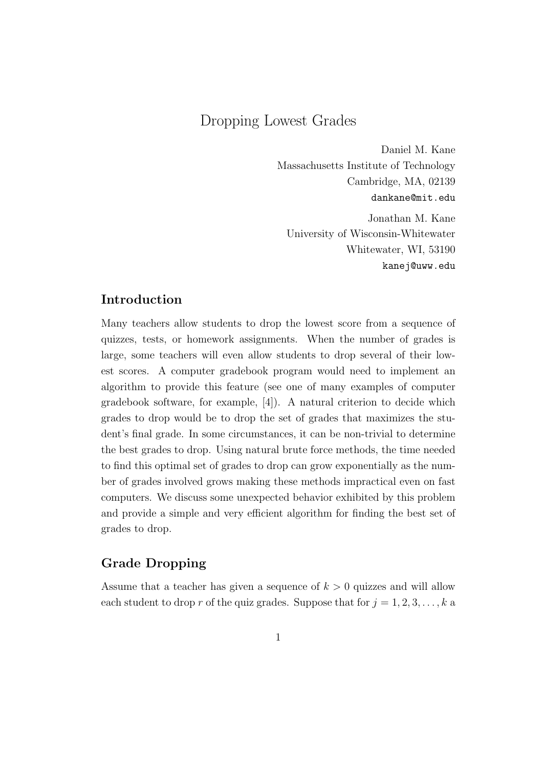# Dropping Lowest Grades

Daniel M. Kane
Massachusetts Institute of Technology
Cambridge, MA, 02139
dankane@mit.edu

Jonathan M. Kane
University of Wisconsin-Whitewater
Whitewater, WI, 53190
kanej@uww.edu

## Introduction

Many teachers allow students to drop the lowest score from a sequence of quizzes, tests, or homework assignments. When the number of grades is large, some teachers will even allow students to drop several of their lowest scores. A computer gradebook program would need to implement an algorithm to provide this feature (see one of many examples of computer gradebook software, for example, [4]). A natural criterion to decide which grades to drop would be to drop the set of grades that maximizes the student's final grade. In some circumstances, it can be non-trivial to determine the best grades to drop. Using natural brute force methods, the time needed to find this optimal set of grades to drop can grow exponentially as the number of grades involved grows making these methods impractical even on fast computers. We discuss some unexpected behavior exhibited by this problem and provide a simple and very efficient algorithm for finding the best set of grades to drop.

## Grade Dropping

Assume that a teacher has given a sequence of $k > 0$ quizzes and will allow each student to drop $r$ of the quiz grades. Suppose that for $j = 1, 2, 3, \ldots, k$ a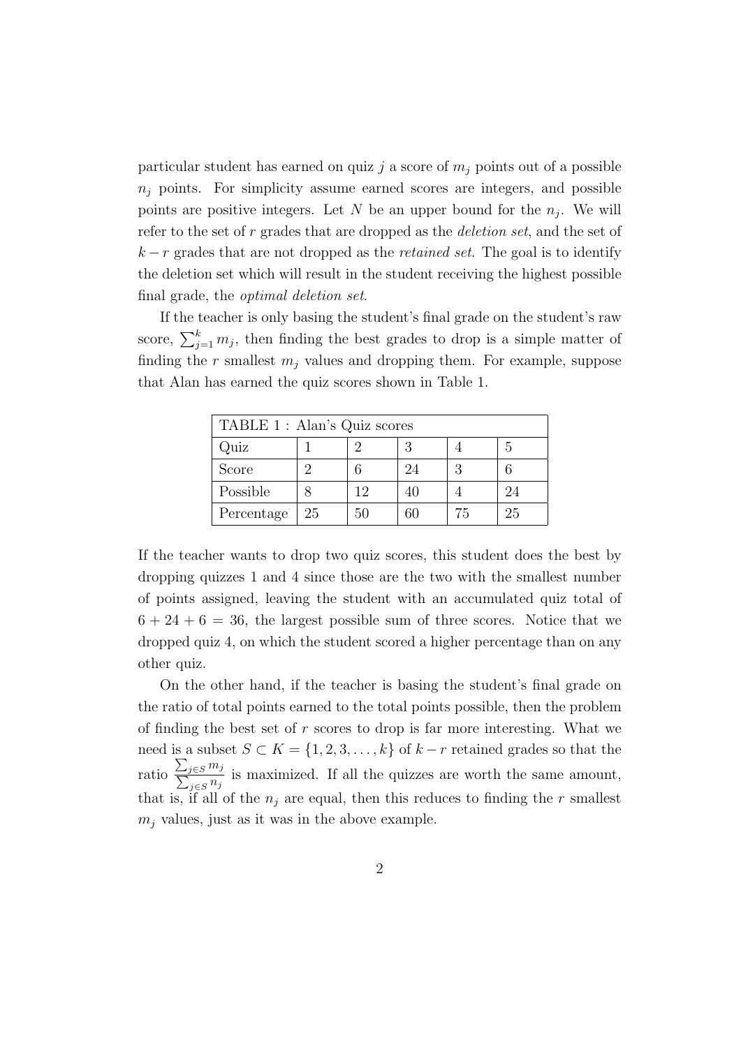particular student has earned on quiz $j$ a score of $m_j$ points out of a possible $n_j$ points. For simplicity assume earned scores are integers, and possible points are positive integers. Let $N$ be an upper bound for the $n_j$. We will refer to the set of $r$ grades that are dropped as the *deletion set*, and the set of $k - r$ grades that are not dropped as the *retained set*. The goal is to identify the deletion set which will result in the student receiving the highest possible final grade, the *optimal deletion set*.

If the teacher is only basing the student's final grade on the student's raw score, $\sum_{j=1}^{k} m_j$, then finding the best grades to drop is a simple matter of finding the $r$ smallest $m_j$ values and dropping them. For example, suppose that Alan has earned the quiz scores shown in Table 1.

| TABLE 1 : Alan's Quiz scores | | | | | |
|---|---|---|---|---|---|
| Quiz | 1 | 2 | 3 | 4 | 5 |
| Score | 2 | 6 | 24 | 3 | 6 |
| Possible | 8 | 12 | 40 | 4 | 24 |
| Percentage | 25 | 50 | 60 | 75 | 25 |

If the teacher wants to drop two quiz scores, this student does the best by dropping quizzes 1 and 4 since those are the two with the smallest number of points assigned, leaving the student with an accumulated quiz total of $6 + 24 + 6 = 36$, the largest possible sum of three scores. Notice that we dropped quiz 4, on which the student scored a higher percentage than on any other quiz.

On the other hand, if the teacher is basing the student's final grade on the ratio of total points earned to the total points possible, then the problem of finding the best set of $r$ scores to drop is far more interesting. What we need is a subset $S \subset K = \{1, 2, 3, \ldots, k\}$ of $k - r$ retained grades so that the ratio $\dfrac{\sum_{j \in S} m_j}{\sum_{j \in S} n_j}$ is maximized. If all the quizzes are worth the same amount, that is, if all of the $n_j$ are equal, then this reduces to finding the $r$ smallest $m_j$ values, just as it was in the above example.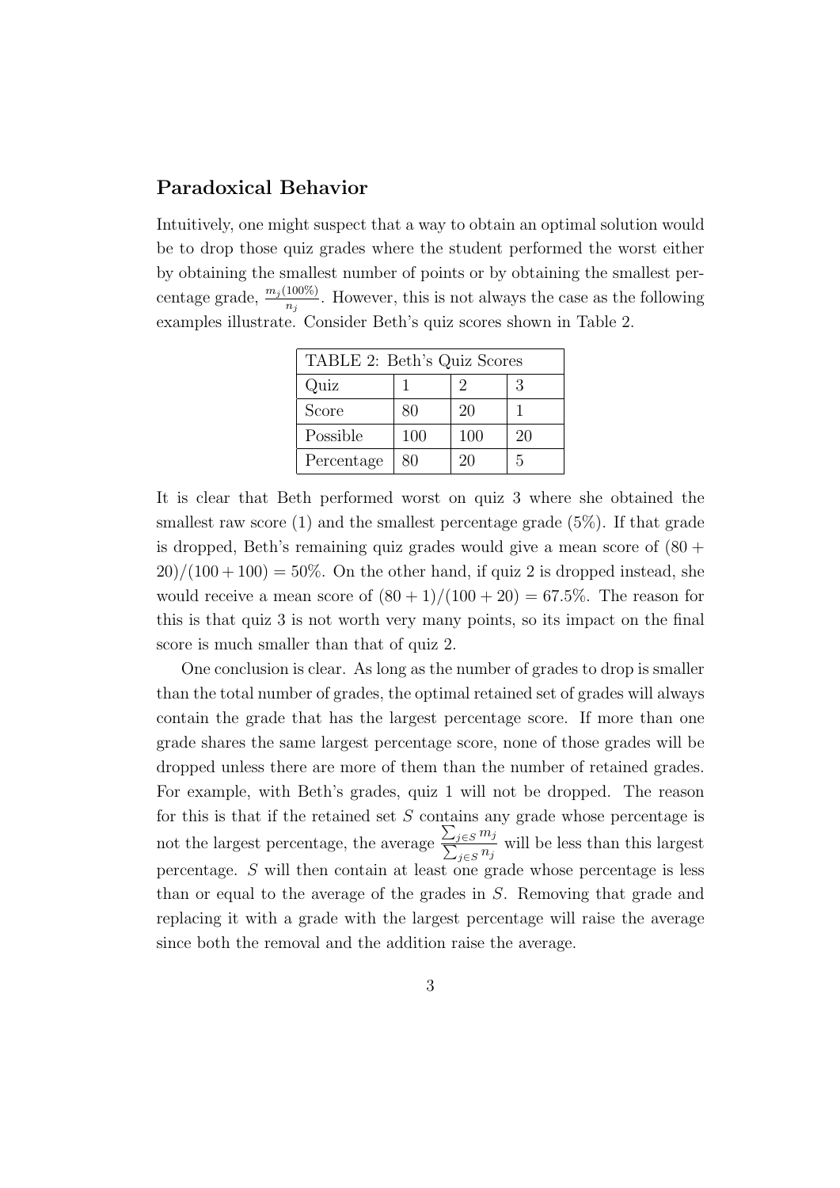## Paradoxical Behavior

Intuitively, one might suspect that a way to obtain an optimal solution would be to drop those quiz grades where the student performed the worst either by obtaining the smallest number of points or by obtaining the smallest percentage grade, $\frac{m_j(100\%)}{n_j}$. However, this is not always the case as the following examples illustrate. Consider Beth's quiz scores shown in Table 2.

| TABLE 2: Beth's Quiz Scores | | | |
|---|---|---|---|
| Quiz | 1 | 2 | 3 |
| Score | 80 | 20 | 1 |
| Possible | 100 | 100 | 20 |
| Percentage | 80 | 20 | 5 |

It is clear that Beth performed worst on quiz 3 where she obtained the smallest raw score (1) and the smallest percentage grade (5%). If that grade is dropped, Beth's remaining quiz grades would give a mean score of $(80 + 20)/(100 + 100) = 50\%$. On the other hand, if quiz 2 is dropped instead, she would receive a mean score of $(80 + 1)/(100 + 20) = 67.5\%$. The reason for this is that quiz 3 is not worth very many points, so its impact on the final score is much smaller than that of quiz 2.

One conclusion is clear. As long as the number of grades to drop is smaller than the total number of grades, the optimal retained set of grades will always contain the grade that has the largest percentage score. If more than one grade shares the same largest percentage score, none of those grades will be dropped unless there are more of them than the number of retained grades. For example, with Beth's grades, quiz 1 will not be dropped. The reason for this is that if the retained set $S$ contains any grade whose percentage is not the largest percentage, the average $\frac{\sum_{j \in S} m_j}{\sum_{j \in S} n_j}$ will be less than this largest percentage. $S$ will then contain at least one grade whose percentage is less than or equal to the average of the grades in $S$. Removing that grade and replacing it with a grade with the largest percentage will raise the average since both the removal and the addition raise the average.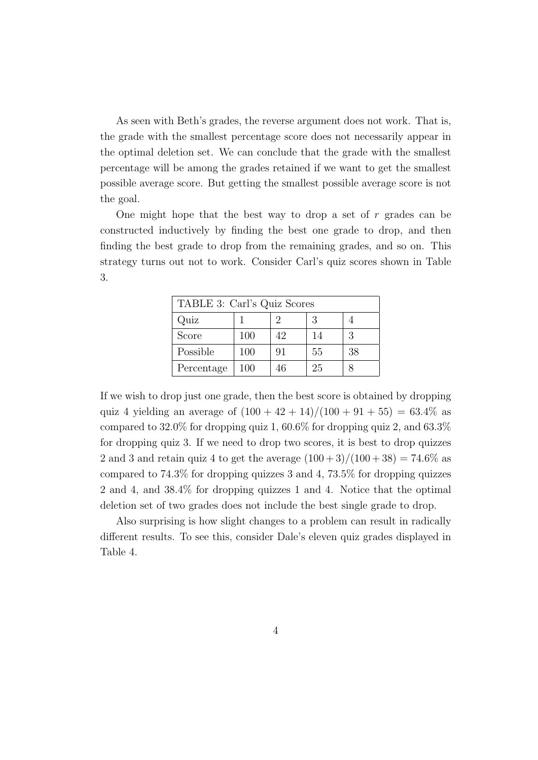As seen with Beth's grades, the reverse argument does not work. That is, the grade with the smallest percentage score does not necessarily appear in the optimal deletion set. We can conclude that the grade with the smallest percentage will be among the grades retained if we want to get the smallest possible average score. But getting the smallest possible average score is not the goal.

One might hope that the best way to drop a set of $r$ grades can be constructed inductively by finding the best one grade to drop, and then finding the best grade to drop from the remaining grades, and so on. This strategy turns out not to work. Consider Carl's quiz scores shown in Table 3.

| TABLE 3: Carl's Quiz Scores | | | | |
|---|---|---|---|---|
| Quiz | 1 | 2 | 3 | 4 |
| Score | 100 | 42 | 14 | 3 |
| Possible | 100 | 91 | 55 | 38 |
| Percentage | 100 | 46 | 25 | 8 |

If we wish to drop just one grade, then the best score is obtained by dropping quiz 4 yielding an average of $(100 + 42 + 14)/(100 + 91 + 55) = 63.4\%$ as compared to 32.0% for dropping quiz 1, 60.6% for dropping quiz 2, and 63.3% for dropping quiz 3. If we need to drop two scores, it is best to drop quizzes 2 and 3 and retain quiz 4 to get the average $(100 + 3)/(100 + 38) = 74.6\%$ as compared to 74.3% for dropping quizzes 3 and 4, 73.5% for dropping quizzes 2 and 4, and 38.4% for dropping quizzes 1 and 4. Notice that the optimal deletion set of two grades does not include the best single grade to drop.

Also surprising is how slight changes to a problem can result in radically different results. To see this, consider Dale's eleven quiz grades displayed in Table 4.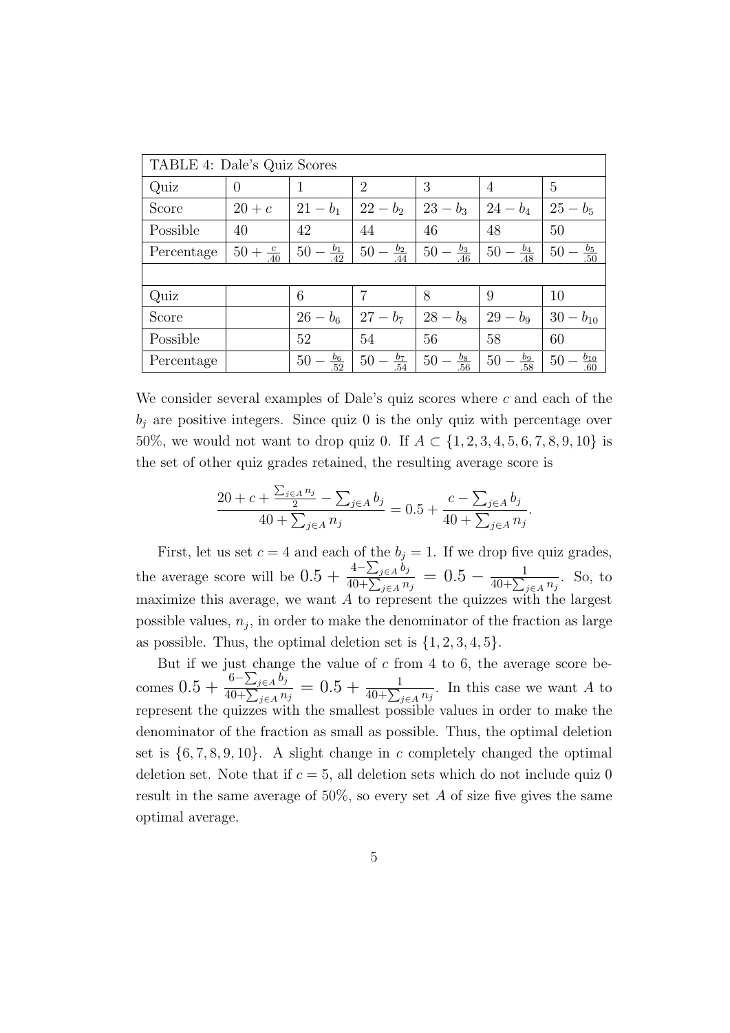| TABLE 4: Dale's Quiz Scores | | | | | | |
|---|---|---|---|---|---|---|
| Quiz | 0 | 1 | 2 | 3 | 4 | 5 |
| Score | $20 + c$ | $21 - b_1$ | $22 - b_2$ | $23 - b_3$ | $24 - b_4$ | $25 - b_5$ |
| Possible | 40 | 42 | 44 | 46 | 48 | 50 |
| Percentage | $50 + \frac{c}{.40}$ | $50 - \frac{b_1}{.42}$ | $50 - \frac{b_2}{.44}$ | $50 - \frac{b_3}{.46}$ | $50 - \frac{b_4}{.48}$ | $50 - \frac{b_5}{.50}$ |
| | | | | | | |
| Quiz | | 6 | 7 | 8 | 9 | 10 |
| Score | | $26 - b_6$ | $27 - b_7$ | $28 - b_8$ | $29 - b_9$ | $30 - b_{10}$ |
| Possible | | 52 | 54 | 56 | 58 | 60 |
| Percentage | | $50 - \frac{b_6}{.52}$ | $50 - \frac{b_7}{.54}$ | $50 - \frac{b_8}{.56}$ | $50 - \frac{b_9}{.58}$ | $50 - \frac{b_{10}}{.60}$ |

We consider several examples of Dale's quiz scores where $c$ and each of the $b_j$ are positive integers. Since quiz 0 is the only quiz with percentage over 50%, we would not want to drop quiz 0. If $A \subset \{1, 2, 3, 4, 5, 6, 7, 8, 9, 10\}$ is the set of other quiz grades retained, the resulting average score is

$$\frac{20 + c + \frac{\sum_{j \in A} n_j}{2} - \sum_{j \in A} b_j}{40 + \sum_{j \in A} n_j} = 0.5 + \frac{c - \sum_{j \in A} b_j}{40 + \sum_{j \in A} n_j}.$$

First, let us set $c = 4$ and each of the $b_j = 1$. If we drop five quiz grades, the average score will be $0.5 + \frac{4 - \sum_{j \in A} b_j}{40 + \sum_{j \in A} n_j} = 0.5 - \frac{1}{40 + \sum_{j \in A} n_j}$. So, to maximize this average, we want $A$ to represent the quizzes with the largest possible values, $n_j$, in order to make the denominator of the fraction as large as possible. Thus, the optimal deletion set is $\{1, 2, 3, 4, 5\}$.

But if we just change the value of $c$ from 4 to 6, the average score becomes $0.5 + \frac{6 - \sum_{j \in A} b_j}{40 + \sum_{j \in A} n_j} = 0.5 + \frac{1}{40 + \sum_{j \in A} n_j}$. In this case we want $A$ to represent the quizzes with the smallest possible values in order to make the denominator of the fraction as small as possible. Thus, the optimal deletion set is $\{6, 7, 8, 9, 10\}$. A slight change in $c$ completely changed the optimal deletion set. Note that if $c = 5$, all deletion sets which do not include quiz 0 result in the same average of 50%, so every set $A$ of size five gives the same optimal average.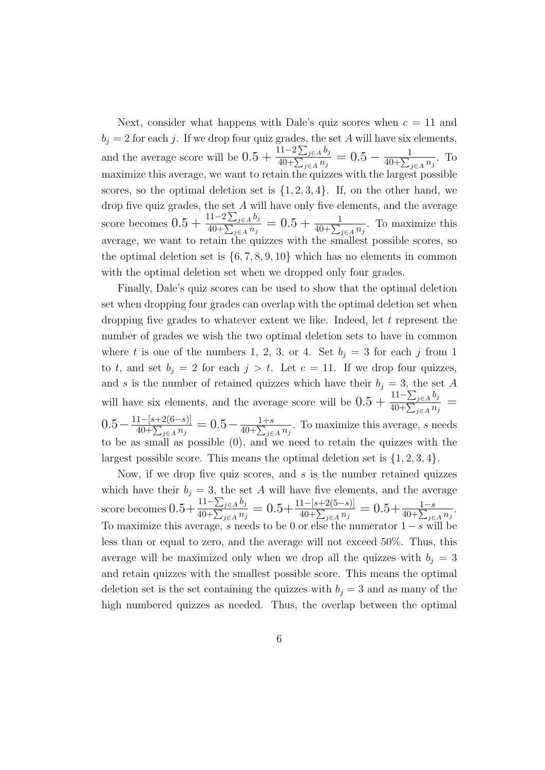Next, consider what happens with Dale's quiz scores when $c = 11$ and $b_j = 2$ for each $j$. If we drop four quiz grades, the set $A$ will have six elements, and the average score will be $0.5 + \frac{11-2\sum_{j\in A} b_j}{40+\sum_{j\in A} n_j} = 0.5 - \frac{1}{40+\sum_{j\in A} n_j}$. To maximize this average, we want to retain the quizzes with the largest possible scores, so the optimal deletion set is $\{1, 2, 3, 4\}$. If, on the other hand, we drop five quiz grades, the set $A$ will have only five elements, and the average score becomes $0.5 + \frac{11-2\sum_{j\in A} b_j}{40+\sum_{j\in A} n_j} = 0.5 + \frac{1}{40+\sum_{j\in A} n_j}$. To maximize this average, we want to retain the quizzes with the smallest possible scores, so the optimal deletion set is $\{6, 7, 8, 9, 10\}$ which has no elements in common with the optimal deletion set when we dropped only four grades.

Finally, Dale's quiz scores can be used to show that the optimal deletion set when dropping four grades can overlap with the optimal deletion set when dropping five grades to whatever extent we like. Indeed, let $t$ represent the number of grades we wish the two optimal deletion sets to have in common where $t$ is one of the numbers 1, 2, 3, or 4. Set $b_j = 3$ for each $j$ from 1 to $t$, and set $b_j = 2$ for each $j > t$. Let $c = 11$. If we drop four quizzes, and $s$ is the number of retained quizzes which have their $b_j = 3$, the set $A$ will have six elements, and the average score will be $0.5 + \frac{11-\sum_{j\in A} b_j}{40+\sum_{j\in A} n_j} = 0.5 - \frac{11-[s+2(6-s)]}{40+\sum_{j\in A} n_j} = 0.5 - \frac{1+s}{40+\sum_{j\in A} n_j}$. To maximize this average, $s$ needs to be as small as possible (0), and we need to retain the quizzes with the largest possible score. This means the optimal deletion set is $\{1, 2, 3, 4\}$.

Now, if we drop five quiz scores, and $s$ is the number retained quizzes which have their $b_j = 3$, the set $A$ will have five elements, and the average score becomes $0.5 + \frac{11-\sum_{j\in A} b_j}{40+\sum_{j\in A} n_j} = 0.5 + \frac{11-[s+2(5-s)]}{40+\sum_{j\in A} n_j} = 0.5 + \frac{1-s}{40+\sum_{j\in A} n_j}$. To maximize this average, $s$ needs to be 0 or else the numerator $1 - s$ will be less than or equal to zero, and the average will not exceed 50%. Thus, this average will be maximized only when we drop all the quizzes with $b_j = 3$ and retain quizzes with the smallest possible score. This means the optimal deletion set is the set containing the quizzes with $b_j = 3$ and as many of the high numbered quizzes as needed. Thus, the overlap between the optimal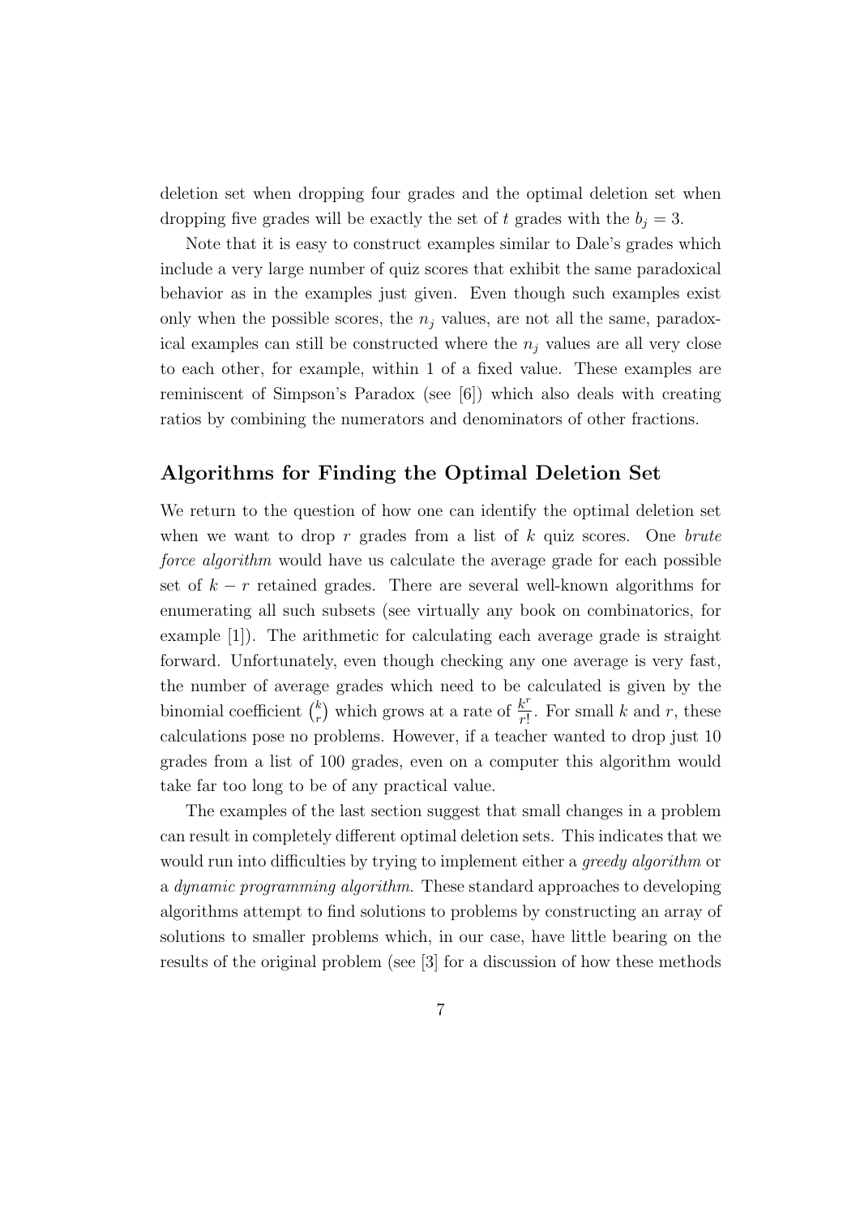deletion set when dropping four grades and the optimal deletion set when dropping five grades will be exactly the set of $t$ grades with the $b_j = 3$.

Note that it is easy to construct examples similar to Dale's grades which include a very large number of quiz scores that exhibit the same paradoxical behavior as in the examples just given. Even though such examples exist only when the possible scores, the $n_j$ values, are not all the same, paradoxical examples can still be constructed where the $n_j$ values are all very close to each other, for example, within 1 of a fixed value. These examples are reminiscent of Simpson's Paradox (see [6]) which also deals with creating ratios by combining the numerators and denominators of other fractions.

## Algorithms for Finding the Optimal Deletion Set

We return to the question of how one can identify the optimal deletion set when we want to drop $r$ grades from a list of $k$ quiz scores. One *brute force algorithm* would have us calculate the average grade for each possible set of $k - r$ retained grades. There are several well-known algorithms for enumerating all such subsets (see virtually any book on combinatorics, for example [1]). The arithmetic for calculating each average grade is straight forward. Unfortunately, even though checking any one average is very fast, the number of average grades which need to be calculated is given by the binomial coefficient $\binom{k}{r}$ which grows at a rate of $\frac{k^r}{r!}$. For small $k$ and $r$, these calculations pose no problems. However, if a teacher wanted to drop just 10 grades from a list of 100 grades, even on a computer this algorithm would take far too long to be of any practical value.

The examples of the last section suggest that small changes in a problem can result in completely different optimal deletion sets. This indicates that we would run into difficulties by trying to implement either a *greedy algorithm* or a *dynamic programming algorithm*. These standard approaches to developing algorithms attempt to find solutions to problems by constructing an array of solutions to smaller problems which, in our case, have little bearing on the results of the original problem (see [3] for a discussion of how these methods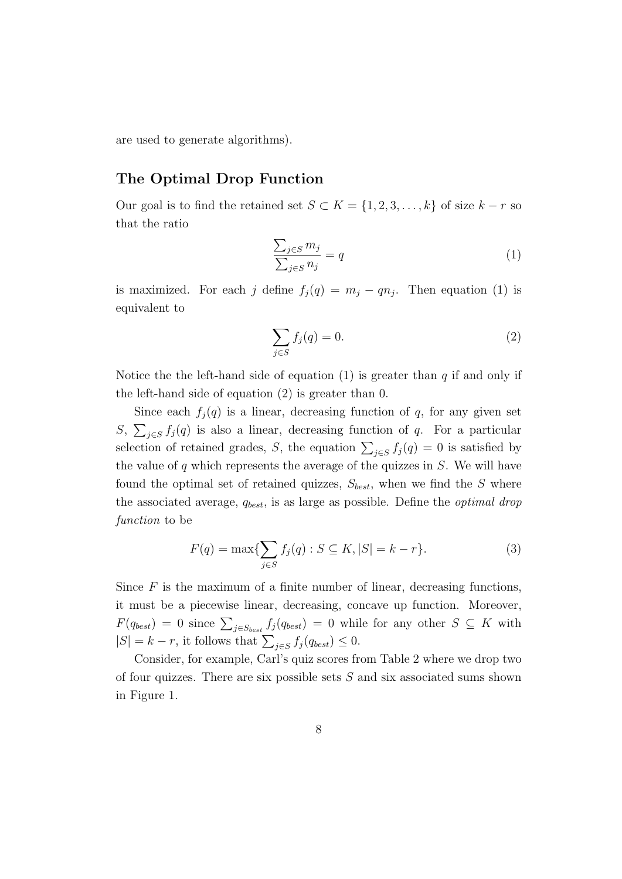are used to generate algorithms).

## The Optimal Drop Function

Our goal is to find the retained set $S \subset K = \{1, 2, 3, \ldots, k\}$ of size $k - r$ so that the ratio

$$\frac{\sum_{j \in S} m_j}{\sum_{j \in S} n_j} = q \tag{1}$$

is maximized. For each $j$ define $f_j(q) = m_j - qn_j$. Then equation (1) is equivalent to

$$\sum_{j \in S} f_j(q) = 0. \tag{2}$$

Notice the the left-hand side of equation (1) is greater than $q$ if and only if the left-hand side of equation (2) is greater than 0.

Since each $f_j(q)$ is a linear, decreasing function of $q$, for any given set $S$, $\sum_{j \in S} f_j(q)$ is also a linear, decreasing function of $q$. For a particular selection of retained grades, $S$, the equation $\sum_{j \in S} f_j(q) = 0$ is satisfied by the value of $q$ which represents the average of the quizzes in $S$. We will have found the optimal set of retained quizzes, $S_{best}$, when we find the $S$ where the associated average, $q_{best}$, is as large as possible. Define the *optimal drop function* to be

$$F(q) = \max\{\sum_{j \in S} f_j(q) : S \subseteq K, |S| = k - r\}. \tag{3}$$

Since $F$ is the maximum of a finite number of linear, decreasing functions, it must be a piecewise linear, decreasing, concave up function. Moreover, $F(q_{best}) = 0$ since $\sum_{j \in S_{best}} f_j(q_{best}) = 0$ while for any other $S \subseteq K$ with $|S| = k - r$, it follows that $\sum_{j \in S} f_j(q_{best}) \leq 0$.

Consider, for example, Carl's quiz scores from Table 2 where we drop two of four quizzes. There are six possible sets $S$ and six associated sums shown in Figure 1.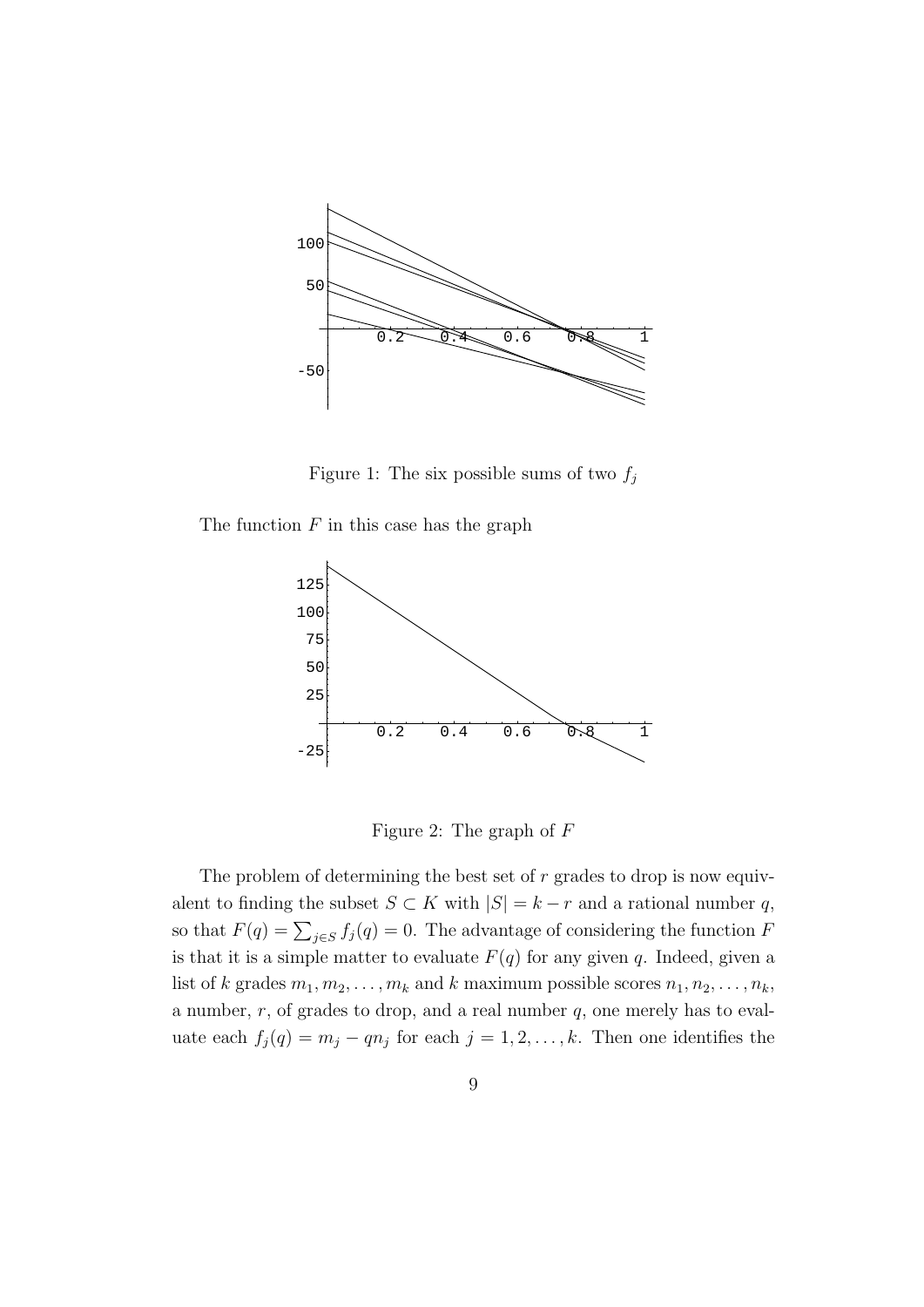Figure 1: The six possible sums of two $f_j$

The function $F$ in this case has the graph

Figure 2: The graph of $F$

The problem of determining the best set of $r$ grades to drop is now equivalent to finding the subset $S \subset K$ with $|S| = k - r$ and a rational number $q$, so that $F(q) = \sum_{j \in S} f_j(q) = 0$. The advantage of considering the function $F$ is that it is a simple matter to evaluate $F(q)$ for any given $q$. Indeed, given a list of $k$ grades $m_1, m_2, \ldots, m_k$ and $k$ maximum possible scores $n_1, n_2, \ldots, n_k$, a number, $r$, of grades to drop, and a real number $q$, one merely has to evaluate each $f_j(q) = m_j - qn_j$ for each $j = 1, 2, \ldots, k$. Then one identifies the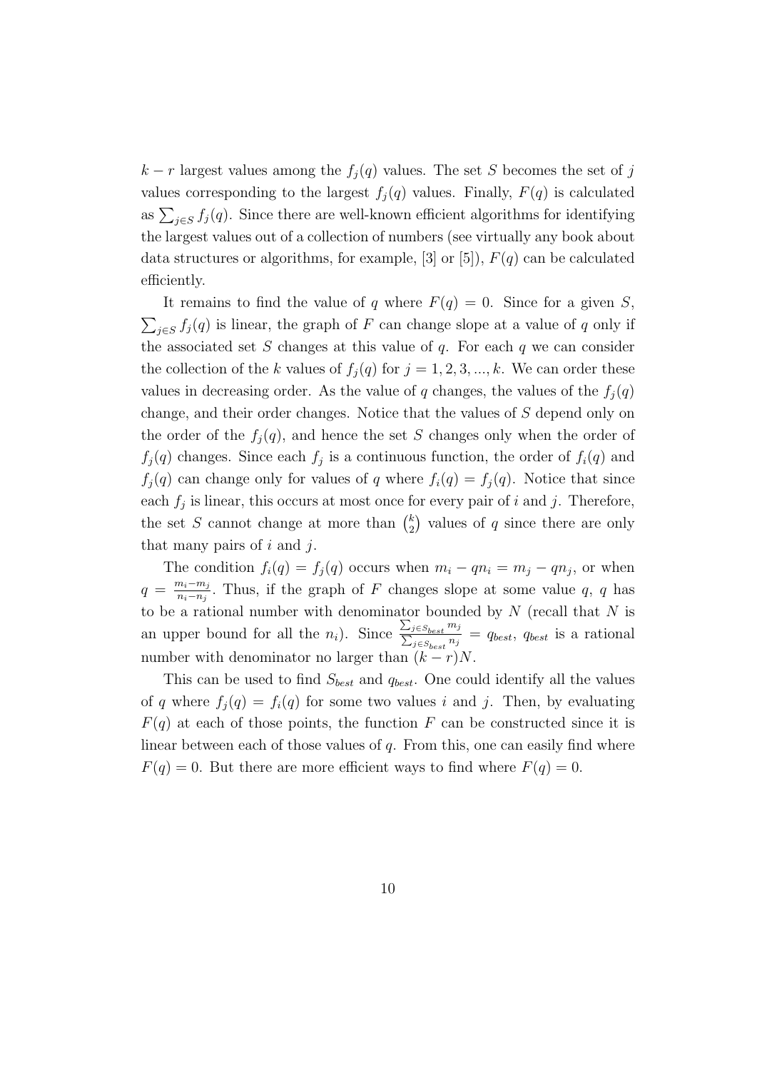$k - r$ largest values among the $f_j(q)$ values. The set $S$ becomes the set of $j$ values corresponding to the largest $f_j(q)$ values. Finally, $F(q)$ is calculated as $\sum_{j \in S} f_j(q)$. Since there are well-known efficient algorithms for identifying the largest values out of a collection of numbers (see virtually any book about data structures or algorithms, for example, [3] or [5]), $F(q)$ can be calculated efficiently.

It remains to find the value of $q$ where $F(q) = 0$. Since for a given $S$, $\sum_{j \in S} f_j(q)$ is linear, the graph of $F$ can change slope at a value of $q$ only if the associated set $S$ changes at this value of $q$. For each $q$ we can consider the collection of the $k$ values of $f_j(q)$ for $j = 1, 2, 3, ..., k$. We can order these values in decreasing order. As the value of $q$ changes, the values of the $f_j(q)$ change, and their order changes. Notice that the values of $S$ depend only on the order of the $f_j(q)$, and hence the set $S$ changes only when the order of $f_j(q)$ changes. Since each $f_j$ is a continuous function, the order of $f_i(q)$ and $f_j(q)$ can change only for values of $q$ where $f_i(q) = f_j(q)$. Notice that since each $f_j$ is linear, this occurs at most once for every pair of $i$ and $j$. Therefore, the set $S$ cannot change at more than $\binom{k}{2}$ values of $q$ since there are only that many pairs of $i$ and $j$.

The condition $f_i(q) = f_j(q)$ occurs when $m_i - qn_i = m_j - qn_j$, or when $q = \frac{m_i - m_j}{n_i - n_j}$. Thus, if the graph of $F$ changes slope at some value $q$, $q$ has to be a rational number with denominator bounded by $N$ (recall that $N$ is an upper bound for all the $n_i$). Since $\frac{\sum_{j \in S_{best}} m_j}{\sum_{j \in S_{best}} n_j} = q_{best}$, $q_{best}$ is a rational number with denominator no larger than $(k - r)N$.

This can be used to find $S_{best}$ and $q_{best}$. One could identify all the values of $q$ where $f_j(q) = f_i(q)$ for some two values $i$ and $j$. Then, by evaluating $F(q)$ at each of those points, the function $F$ can be constructed since it is linear between each of those values of $q$. From this, one can easily find where $F(q) = 0$. But there are more efficient ways to find where $F(q) = 0$.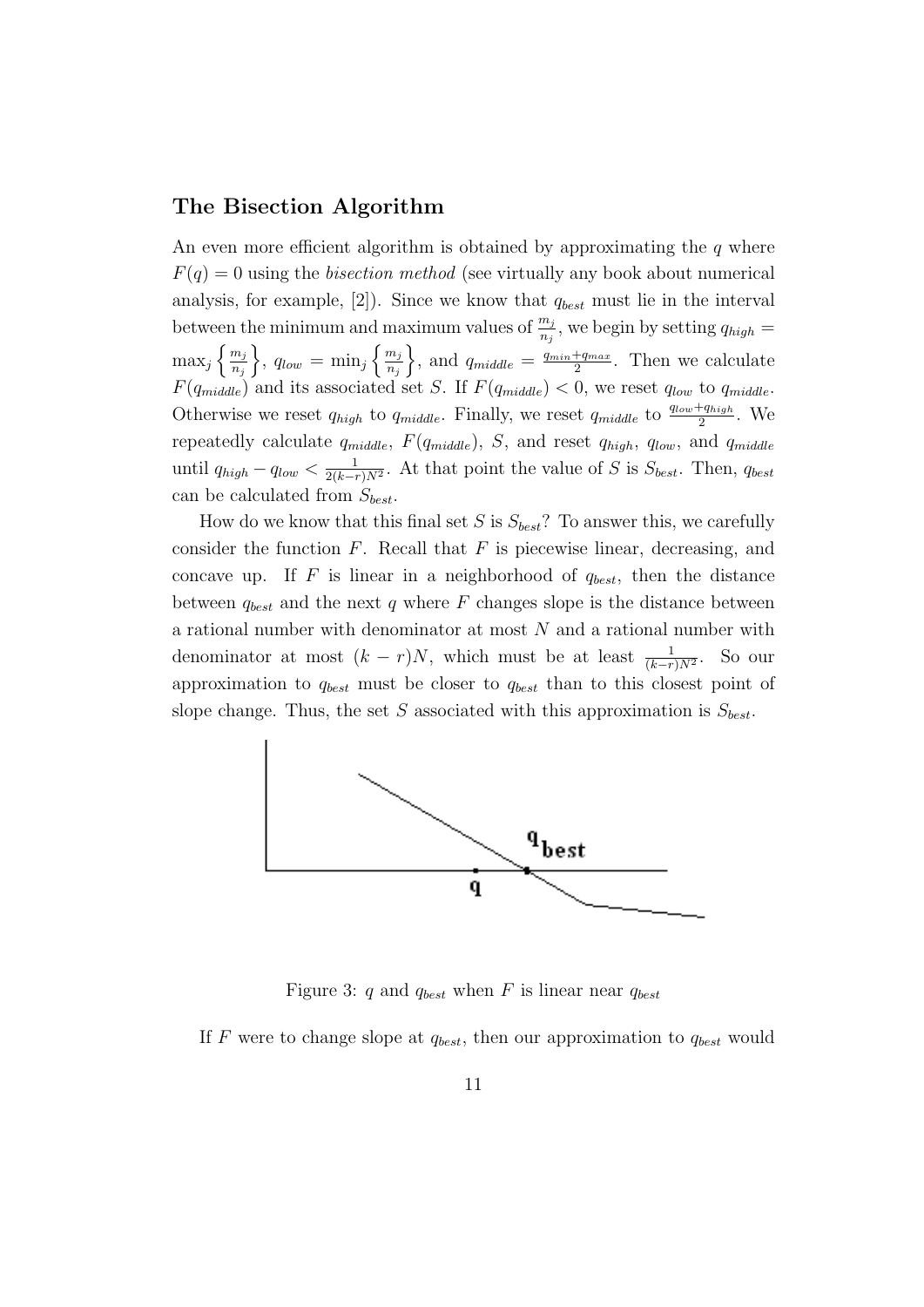### The Bisection Algorithm

An even more efficient algorithm is obtained by approximating the $q$ where $F(q) = 0$ using the *bisection method* (see virtually any book about numerical analysis, for example, [2]). Since we know that $q_{best}$ must lie in the interval between the minimum and maximum values of $\frac{m_j}{n_j}$, we begin by setting $q_{high} = \max_j \left\{ \frac{m_j}{n_j} \right\}$, $q_{low} = \min_j \left\{ \frac{m_j}{n_j} \right\}$, and $q_{middle} = \frac{q_{min}+q_{max}}{2}$. Then we calculate $F(q_{middle})$ and its associated set $S$. If $F(q_{middle}) < 0$, we reset $q_{low}$ to $q_{middle}$. Otherwise we reset $q_{high}$ to $q_{middle}$. Finally, we reset $q_{middle}$ to $\frac{q_{low}+q_{high}}{2}$. We repeatedly calculate $q_{middle}$, $F(q_{middle})$, $S$, and reset $q_{high}$, $q_{low}$, and $q_{middle}$ until $q_{high} - q_{low} < \frac{1}{2(k-r)N^2}$. At that point the value of $S$ is $S_{best}$. Then, $q_{best}$ can be calculated from $S_{best}$.

How do we know that this final set $S$ is $S_{best}$? To answer this, we carefully consider the function $F$. Recall that $F$ is piecewise linear, decreasing, and concave up. If $F$ is linear in a neighborhood of $q_{best}$, then the distance between $q_{best}$ and the next $q$ where $F$ changes slope is the distance between a rational number with denominator at most $N$ and a rational number with denominator at most $(k-r)N$, which must be at least $\frac{1}{(k-r)N^2}$. So our approximation to $q_{best}$ must be closer to $q_{best}$ than to this closest point of slope change. Thus, the set $S$ associated with this approximation is $S_{best}$.

Figure 3: $q$ and $q_{best}$ when $F$ is linear near $q_{best}$

If $F$ were to change slope at $q_{best}$, then our approximation to $q_{best}$ would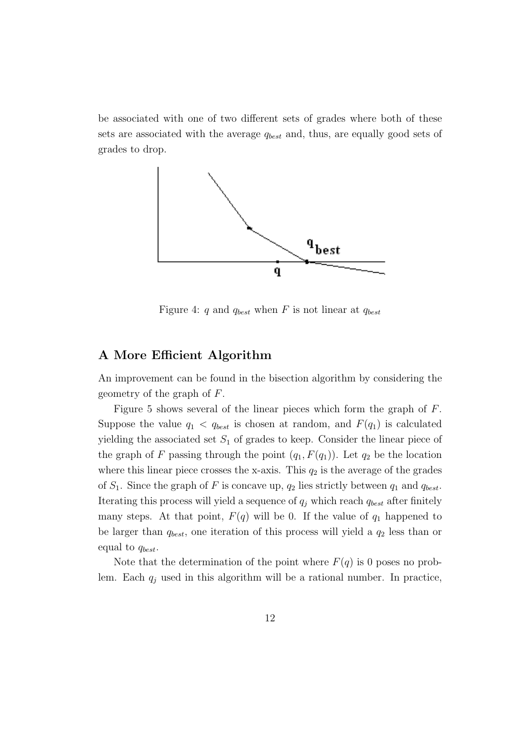be associated with one of two different sets of grades where both of these sets are associated with the average $q_{best}$ and, thus, are equally good sets of grades to drop.

Figure 4: $q$ and $q_{best}$ when $F$ is not linear at $q_{best}$

## A More Efficient Algorithm

An improvement can be found in the bisection algorithm by considering the geometry of the graph of $F$.

Figure 5 shows several of the linear pieces which form the graph of $F$. Suppose the value $q_1 < q_{best}$ is chosen at random, and $F(q_1)$ is calculated yielding the associated set $S_1$ of grades to keep. Consider the linear piece of the graph of $F$ passing through the point $(q_1, F(q_1))$. Let $q_2$ be the location where this linear piece crosses the x-axis. This $q_2$ is the average of the grades of $S_1$. Since the graph of $F$ is concave up, $q_2$ lies strictly between $q_1$ and $q_{best}$. Iterating this process will yield a sequence of $q_j$ which reach $q_{best}$ after finitely many steps. At that point, $F(q)$ will be 0. If the value of $q_1$ happened to be larger than $q_{best}$, one iteration of this process will yield a $q_2$ less than or equal to $q_{best}$.

Note that the determination of the point where $F(q)$ is 0 poses no problem. Each $q_j$ used in this algorithm will be a rational number. In practice,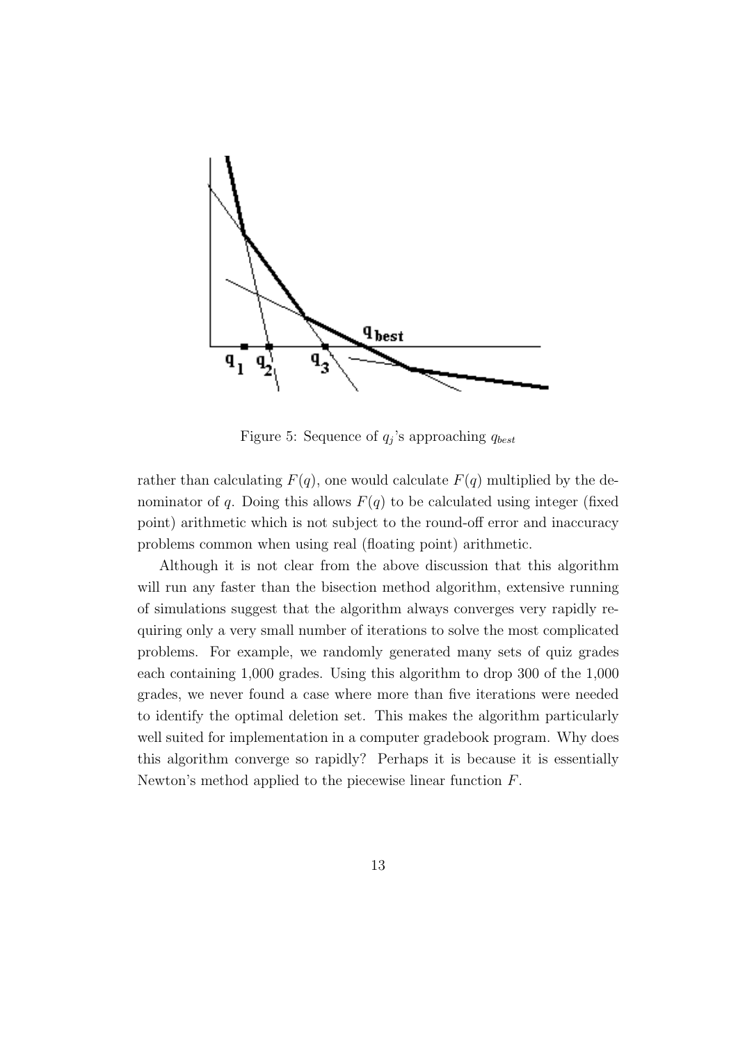Figure 5: Sequence of $q_j$'s approaching $q_{best}$

rather than calculating $F(q)$, one would calculate $F(q)$ multiplied by the denominator of $q$. Doing this allows $F(q)$ to be calculated using integer (fixed point) arithmetic which is not subject to the round-off error and inaccuracy problems common when using real (floating point) arithmetic.

Although it is not clear from the above discussion that this algorithm will run any faster than the bisection method algorithm, extensive running of simulations suggest that the algorithm always converges very rapidly requiring only a very small number of iterations to solve the most complicated problems. For example, we randomly generated many sets of quiz grades each containing 1,000 grades. Using this algorithm to drop 300 of the 1,000 grades, we never found a case where more than five iterations were needed to identify the optimal deletion set. This makes the algorithm particularly well suited for implementation in a computer gradebook program. Why does this algorithm converge so rapidly? Perhaps it is because it is essentially Newton's method applied to the piecewise linear function $F$.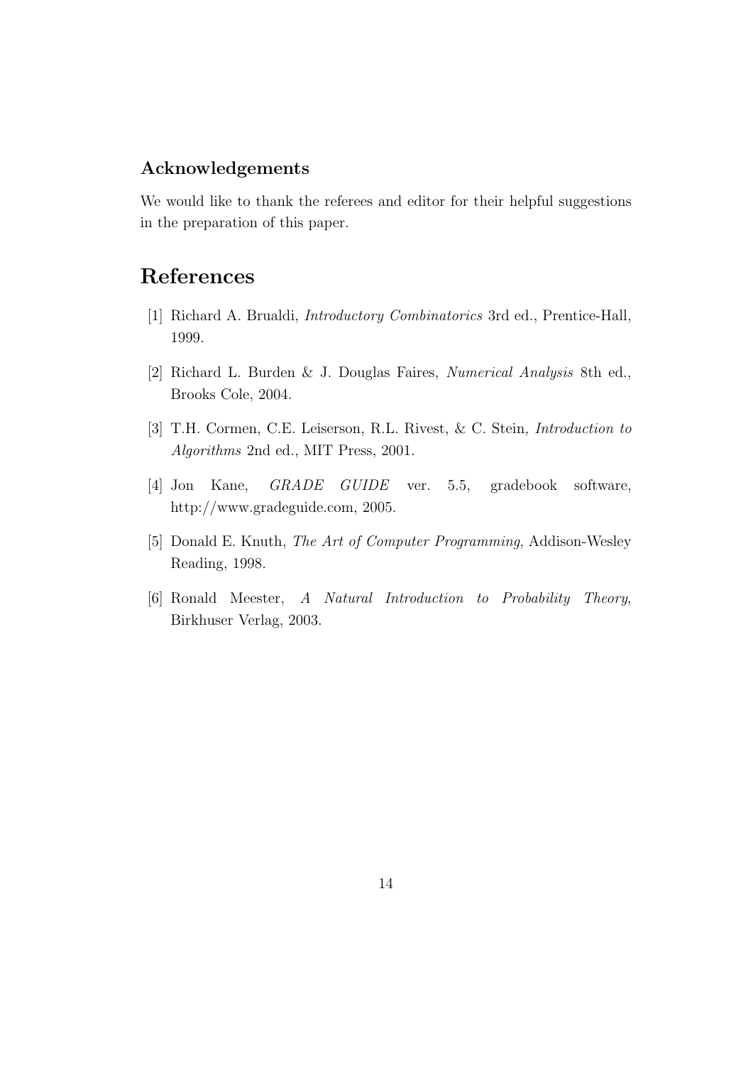### Acknowledgements

We would like to thank the referees and editor for their helpful suggestions in the preparation of this paper.

## References

[1] Richard A. Brualdi, *Introductory Combinatorics* 3rd ed., Prentice-Hall, 1999.

[2] Richard L. Burden & J. Douglas Faires, *Numerical Analysis* 8th ed., Brooks Cole, 2004.

[3] T.H. Cormen, C.E. Leiserson, R.L. Rivest, & C. Stein, *Introduction to Algorithms* 2nd ed., MIT Press, 2001.

[4] Jon Kane, *GRADE GUIDE* ver. 5.5, gradebook software, http://www.gradeguide.com, 2005.

[5] Donald E. Knuth, *The Art of Computer Programming*, Addison-Wesley Reading, 1998.

[6] Ronald Meester, *A Natural Introduction to Probability Theory*, Birkhuser Verlag, 2003.